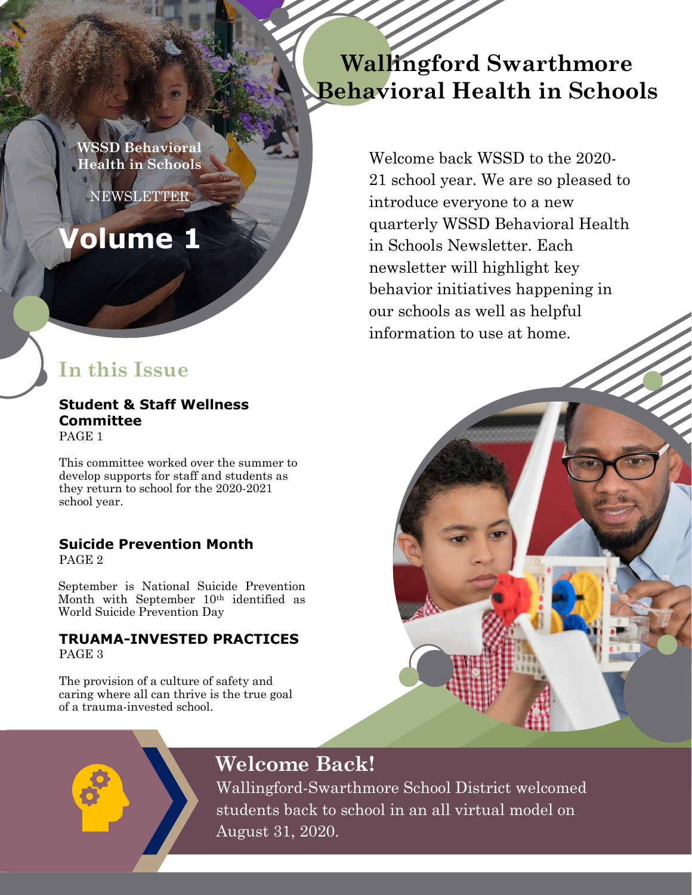# Wallingford Swarthmore Behavioral Health in Schools

**WSSD Behavioral Health in Schools**

NEWSLETTER

## Volume 1

Welcome back WSSD to the 2020-21 school year. We are so pleased to introduce everyone to a new quarterly WSSD Behavioral Health in Schools Newsletter. Each newsletter will highlight key behavior initiatives happening in our schools as well as helpful information to use at home.

## In this Issue

**Student & Staff Wellness Committee**
PAGE 1

This committee worked over the summer to develop supports for staff and students as they return to school for the 2020-2021 school year.

**Suicide Prevention Month**
PAGE 2

September is National Suicide Prevention Month with September 10th identified as World Suicide Prevention Day

**TRUAMA-INVESTED PRACTICES**
PAGE 3

The provision of a culture of safety and caring where all can thrive is the true goal of a trauma-invested school.

## Welcome Back!

Wallingford-Swarthmore School District welcomed students back to school in an all virtual model on August 31, 2020.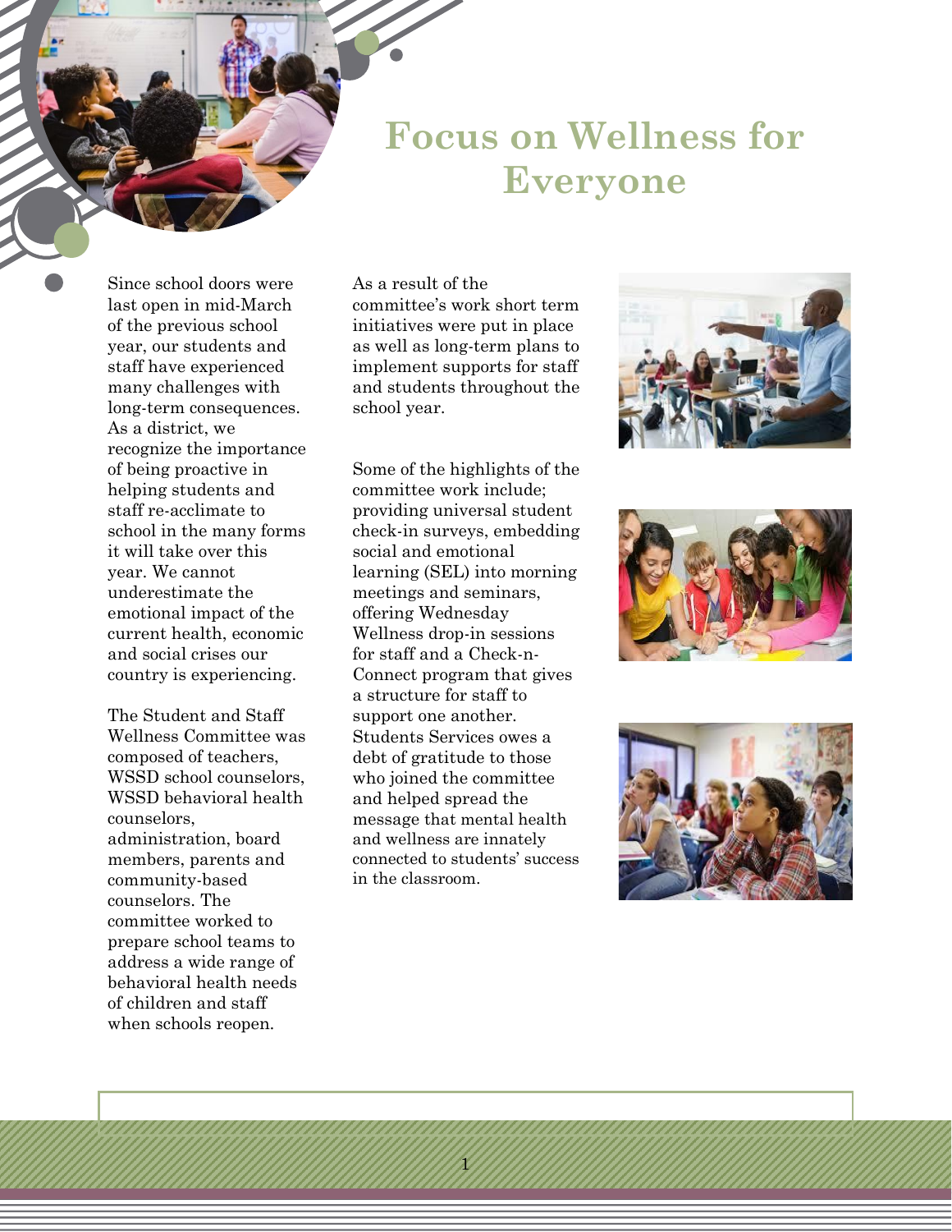# Focus on Wellness for Everyone

Since school doors were last open in mid-March of the previous school year, our students and staff have experienced many challenges with long-term consequences. As a district, we recognize the importance of being proactive in helping students and staff re-acclimate to school in the many forms it will take over this year. We cannot underestimate the emotional impact of the current health, economic and social crises our country is experiencing.

The Student and Staff Wellness Committee was composed of teachers, WSSD school counselors, WSSD behavioral health counselors, administration, board members, parents and community-based counselors. The committee worked to prepare school teams to address a wide range of behavioral health needs of children and staff when schools reopen.

As a result of the committee's work short term initiatives were put in place as well as long-term plans to implement supports for staff and students throughout the school year.

Some of the highlights of the committee work include; providing universal student check-in surveys, embedding social and emotional learning (SEL) into morning meetings and seminars, offering Wednesday Wellness drop-in sessions for staff and a Check-n-Connect program that gives a structure for staff to support one another. Students Services owes a debt of gratitude to those who joined the committee and helped spread the message that mental health and wellness are innately connected to students' success in the classroom.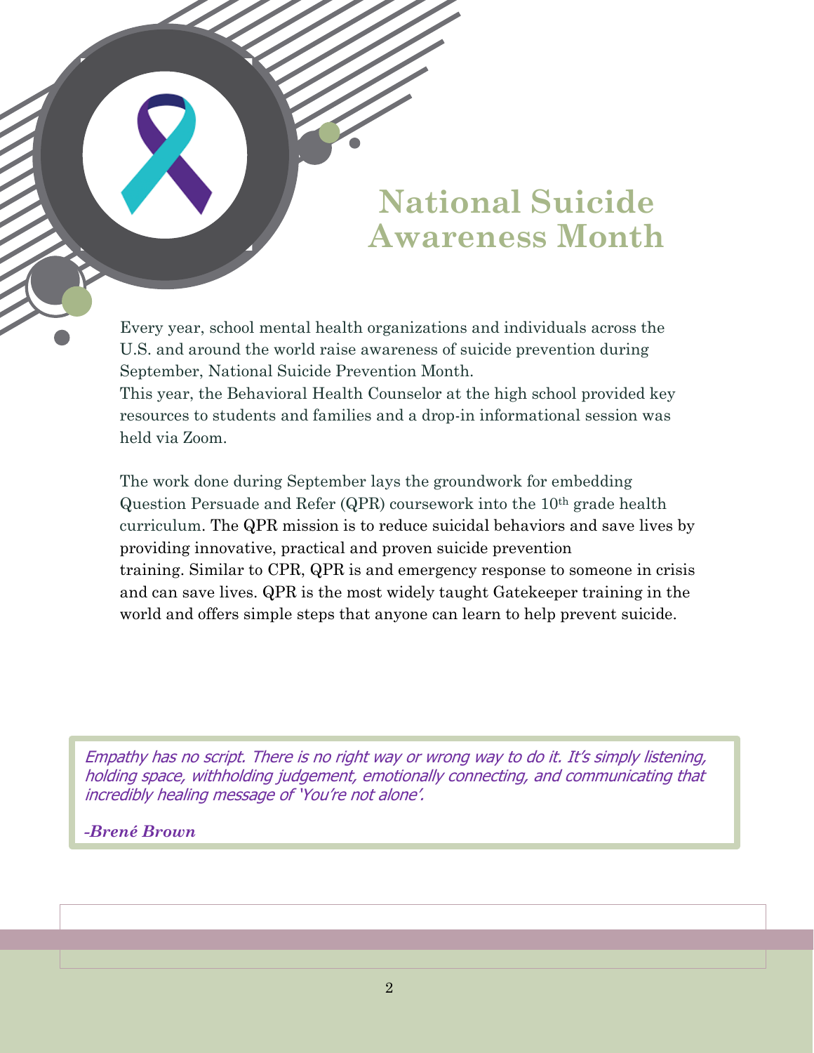# National Suicide Awareness Month

Every year, school mental health organizations and individuals across the U.S. and around the world raise awareness of suicide prevention during September, National Suicide Prevention Month.
This year, the Behavioral Health Counselor at the high school provided key resources to students and families and a drop-in informational session was held via Zoom.

The work done during September lays the groundwork for embedding Question Persuade and Refer (QPR) coursework into the 10th grade health curriculum. The QPR mission is to reduce suicidal behaviors and save lives by providing innovative, practical and proven suicide prevention training. Similar to CPR, QPR is and emergency response to someone in crisis and can save lives. QPR is the most widely taught Gatekeeper training in the world and offers simple steps that anyone can learn to help prevent suicide.

> *Empathy has no script. There is no right way or wrong way to do it. It's simply listening, holding space, withholding judgement, emotionally connecting, and communicating that incredibly healing message of 'You're not alone'.*
>
> ***-Brené Brown***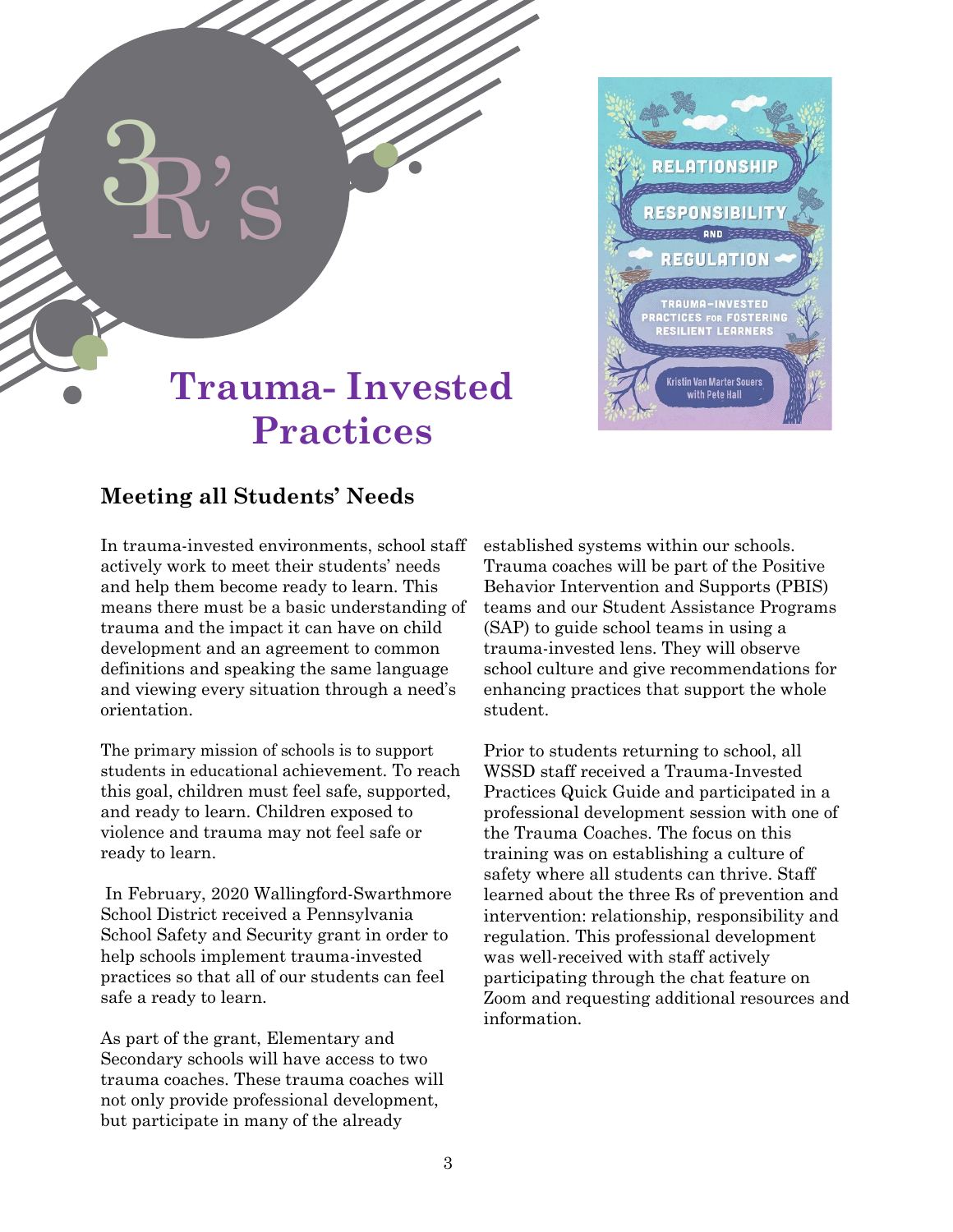# 3R's

# Trauma- Invested Practices

## Meeting all Students' Needs

In trauma-invested environments, school staff actively work to meet their students' needs and help them become ready to learn. This means there must be a basic understanding of trauma and the impact it can have on child development and an agreement to common definitions and speaking the same language and viewing every situation through a need's orientation.

The primary mission of schools is to support students in educational achievement. To reach this goal, children must feel safe, supported, and ready to learn. Children exposed to violence and trauma may not feel safe or ready to learn.

In February, 2020 Wallingford-Swarthmore School District received a Pennsylvania School Safety and Security grant in order to help schools implement trauma-invested practices so that all of our students can feel safe a ready to learn.

As part of the grant, Elementary and Secondary schools will have access to two trauma coaches. These trauma coaches will not only provide professional development, but participate in many of the already established systems within our schools. Trauma coaches will be part of the Positive Behavior Intervention and Supports (PBIS) teams and our Student Assistance Programs (SAP) to guide school teams in using a trauma-invested lens. They will observe school culture and give recommendations for enhancing practices that support the whole student.

Prior to students returning to school, all WSSD staff received a Trauma-Invested Practices Quick Guide and participated in a professional development session with one of the Trauma Coaches. The focus on this training was on establishing a culture of safety where all students can thrive. Staff learned about the three Rs of prevention and intervention: relationship, responsibility and regulation. This professional development was well-received with staff actively participating through the chat feature on Zoom and requesting additional resources and information.